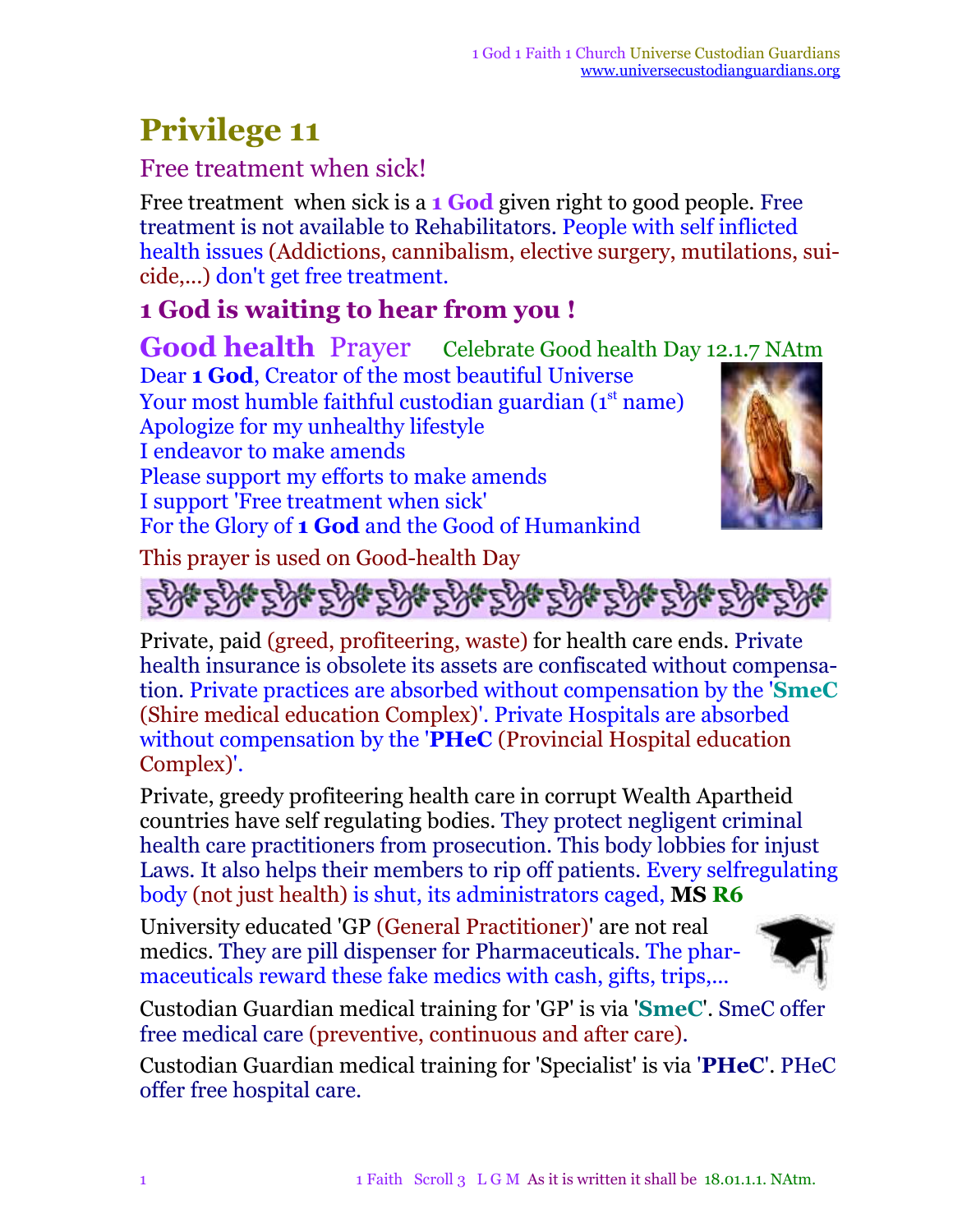# Privilege 11

## Free treatment when sick!

Free treatment when sick is a **1 God** given right to good people. Free treatment is not available to Rehabilitators. People with self inflicted health issues (Addictions, cannibalism, elective surgery, mutilations, suicide,...) don't get free treatment.

### 1 God is waiting to hear from you !

**Good health** Prayer Celebrate Good health Day 12.1.7 NAtm

Dear **1 God**, Creator of the most beautiful Universe
Your most humble faithful custodian guardian (1st name)
Apologize for my unhealthy lifestyle
I endeavor to make amends
Please support my efforts to make amends
I support 'Free treatment when sick'
For the Glory of **1 God** and the Good of Humankind

This prayer is used on Good-health Day

Private, paid (greed, profiteering, waste) for health care ends. Private health insurance is obsolete its assets are confiscated without compensation. Private practices are absorbed without compensation by the '**SmeC** (Shire medical education Complex)'. Private Hospitals are absorbed without compensation by the '**PHeC** (Provincial Hospital education Complex)'.

Private, greedy profiteering health care in corrupt Wealth Apartheid countries have self regulating bodies. They protect negligent criminal health care practitioners from prosecution. This body lobbies for injust Laws. It also helps their members to rip off patients. Every selfregulating body (not just health) is shut, its administrators caged, **MS R6**

University educated 'GP (General Practitioner)' are not real medics. They are pill dispenser for Pharmaceuticals. The pharmaceuticals reward these fake medics with cash, gifts, trips,...

Custodian Guardian medical training for 'GP' is via '**SmeC**'. SmeC offer free medical care (preventive, continuous and after care).

Custodian Guardian medical training for 'Specialist' is via '**PHeC**'. PHeC offer free hospital care.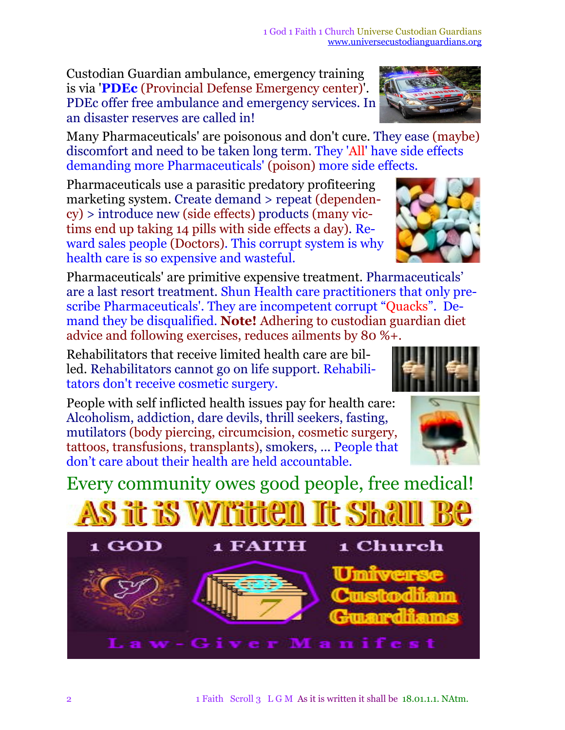Custodian Guardian ambulance, emergency training is via '**PDEc** (Provincial Defense Emergency center)'. PDEc offer free ambulance and emergency services. In an disaster reserves are called in!

Many Pharmaceuticals' are poisonous and don't cure. They ease (maybe) discomfort and need to be taken long term. They 'All' have side effects demanding more Pharmaceuticals' (poison) more side effects.

Pharmaceuticals use a parasitic predatory profiteering marketing system. Create demand > repeat (dependency) > introduce new (side effects) products (many victims end up taking 14 pills with side effects a day). Reward sales people (Doctors). This corrupt system is why health care is so expensive and wasteful.

Pharmaceuticals' are primitive expensive treatment. Pharmaceuticals' are a last resort treatment. Shun Health care practitioners that only prescribe Pharmaceuticals'. They are incompetent corrupt "Quacks". Demand they be disqualified. **Note!** Adhering to custodian guardian diet advice and following exercises, reduces ailments by 80 %+.

Rehabilitators that receive limited health care are billed. Rehabilitators cannot go on life support. Rehabilitators don't receive cosmetic surgery.

People with self inflicted health issues pay for health care: Alcoholism, addiction, dare devils, thrill seekers, fasting, mutilators (body piercing, circumcision, cosmetic surgery, tattoos, transfusions, transplants), smokers, ... People that don't care about their health are held accountable.

## Every community owes good people, free medical!

# AS it is Written It Shall Be

1 GOD 1 FAITH 1 Church

Universe Custodian Guardians

Law-Giver Manifest